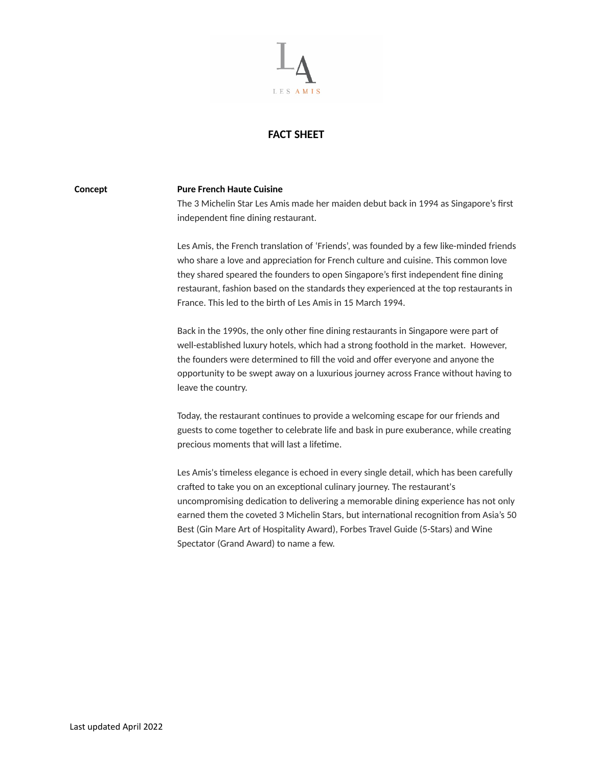LES AMIS

# FACT SHEET

**Concept**

**Pure French Haute Cuisine**

The 3 Michelin Star Les Amis made her maiden debut back in 1994 as Singapore's first independent fine dining restaurant.

Les Amis, the French translation of 'Friends', was founded by a few like-minded friends who share a love and appreciation for French culture and cuisine. This common love they shared speared the founders to open Singapore's first independent fine dining restaurant, fashion based on the standards they experienced at the top restaurants in France. This led to the birth of Les Amis in 15 March 1994.

Back in the 1990s, the only other fine dining restaurants in Singapore were part of well-established luxury hotels, which had a strong foothold in the market. However, the founders were determined to fill the void and offer everyone and anyone the opportunity to be swept away on a luxurious journey across France without having to leave the country.

Today, the restaurant continues to provide a welcoming escape for our friends and guests to come together to celebrate life and bask in pure exuberance, while creating precious moments that will last a lifetime.

Les Amis's timeless elegance is echoed in every single detail, which has been carefully crafted to take you on an exceptional culinary journey. The restaurant's uncompromising dedication to delivering a memorable dining experience has not only earned them the coveted 3 Michelin Stars, but international recognition from Asia's 50 Best (Gin Mare Art of Hospitality Award), Forbes Travel Guide (5-Stars) and Wine Spectator (Grand Award) to name a few.

Last updated April 2022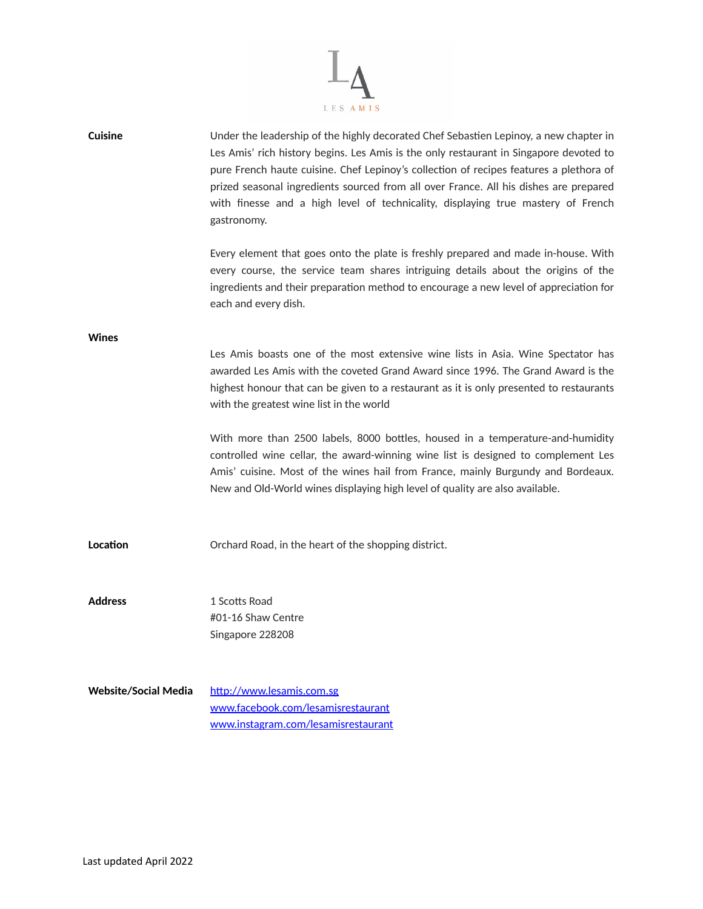LA

LES AMIS

**Cuisine**

Under the leadership of the highly decorated Chef Sebastien Lepinoy, a new chapter in Les Amis' rich history begins. Les Amis is the only restaurant in Singapore devoted to pure French haute cuisine. Chef Lepinoy's collection of recipes features a plethora of prized seasonal ingredients sourced from all over France. All his dishes are prepared with finesse and a high level of technicality, displaying true mastery of French gastronomy.

Every element that goes onto the plate is freshly prepared and made in-house. With every course, the service team shares intriguing details about the origins of the ingredients and their preparation method to encourage a new level of appreciation for each and every dish.

**Wines**

Les Amis boasts one of the most extensive wine lists in Asia. Wine Spectator has awarded Les Amis with the coveted Grand Award since 1996. The Grand Award is the highest honour that can be given to a restaurant as it is only presented to restaurants with the greatest wine list in the world

With more than 2500 labels, 8000 bottles, housed in a temperature-and-humidity controlled wine cellar, the award-winning wine list is designed to complement Les Amis' cuisine. Most of the wines hail from France, mainly Burgundy and Bordeaux. New and Old-World wines displaying high level of quality are also available.

**Location**

Orchard Road, in the heart of the shopping district.

**Address**

1 Scotts Road
#01-16 Shaw Centre
Singapore 228208

**Website/Social Media**

http://www.lesamis.com.sg
www.facebook.com/lesamisrestaurant
www.instagram.com/lesamisrestaurant

Last updated April 2022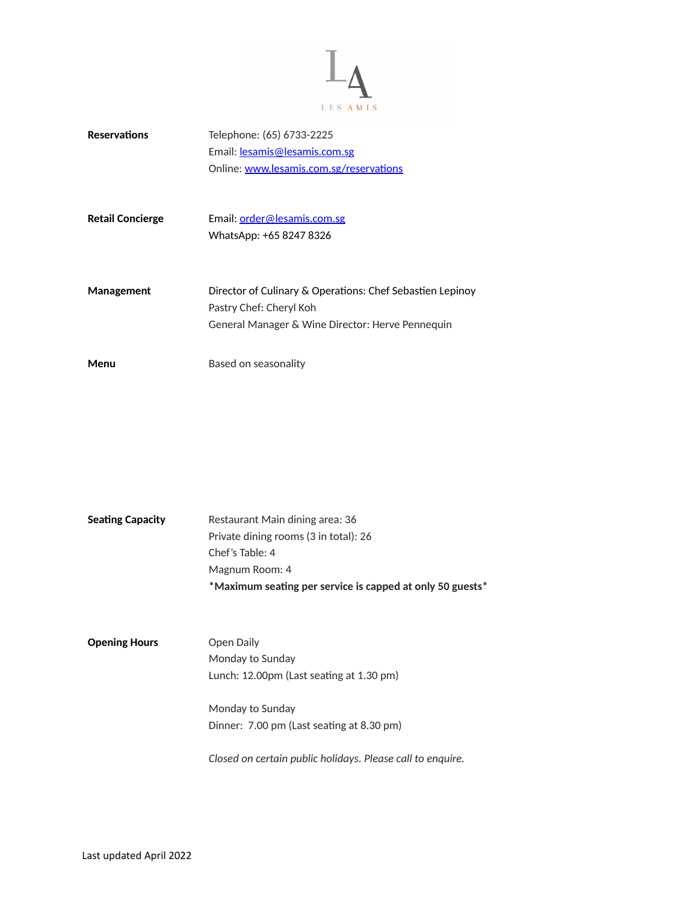LES AMIS

**Reservations**

Telephone: (65) 6733-2225
Email: lesamis@lesamis.com.sg
Online: www.lesamis.com.sg/reservations

**Retail Concierge**

Email: order@lesamis.com.sg
WhatsApp: +65 8247 8326

**Management**

Director of Culinary & Operations: Chef Sebastien Lepinoy
Pastry Chef: Cheryl Koh
General Manager & Wine Director: Herve Pennequin

**Menu**

Based on seasonality

**Seating Capacity**

Restaurant Main dining area: 36
Private dining rooms (3 in total): 26
Chef's Table: 4
Magnum Room: 4
***Maximum seating per service is capped at only 50 guests***

**Opening Hours**

Open Daily
Monday to Sunday
Lunch: 12.00pm (Last seating at 1.30 pm)

Monday to Sunday
Dinner: 7.00 pm (Last seating at 8.30 pm)

*Closed on certain public holidays. Please call to enquire.*

Last updated April 2022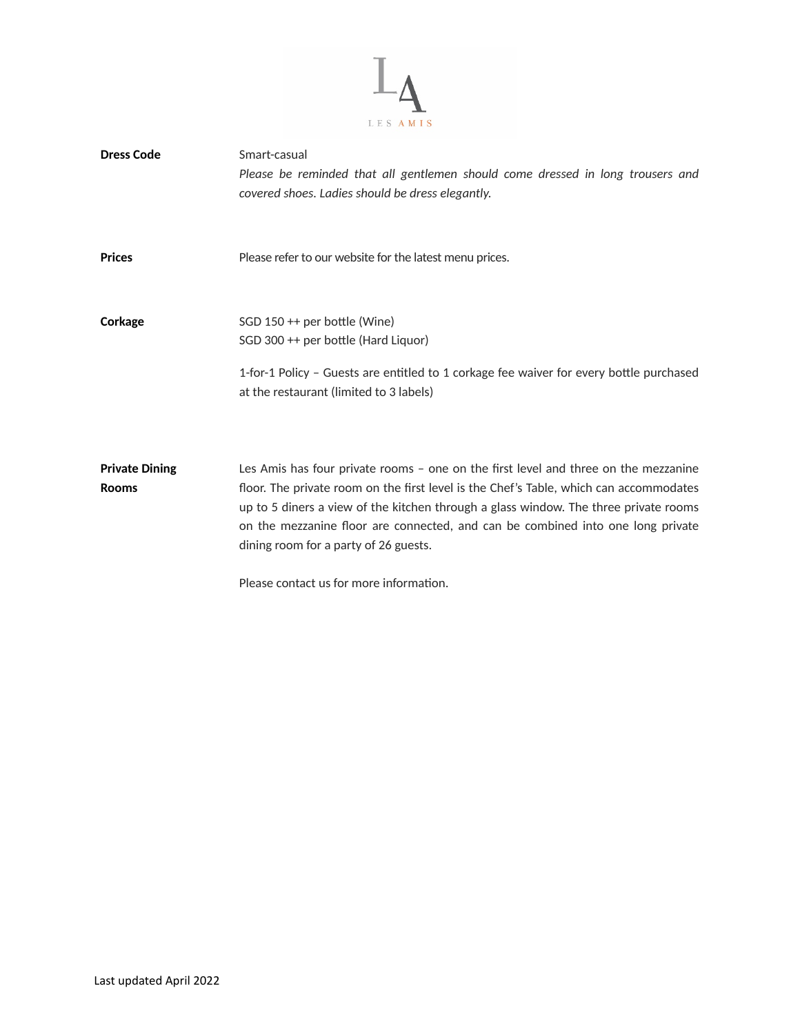LA

LES AMIS

| | |
|---|---|
| **Dress Code** | Smart-casual<br>*Please be reminded that all gentlemen should come dressed in long trousers and covered shoes. Ladies should be dress elegantly.* |
| **Prices** | Please refer to our website for the latest menu prices. |
| **Corkage** | SGD 150 ++ per bottle (Wine)<br>SGD 300 ++ per bottle (Hard Liquor)<br><br>1-for-1 Policy – Guests are entitled to 1 corkage fee waiver for every bottle purchased at the restaurant (limited to 3 labels) |
| **Private Dining Rooms** | Les Amis has four private rooms – one on the first level and three on the mezzanine floor. The private room on the first level is the Chef's Table, which can accommodates up to 5 diners a view of the kitchen through a glass window. The three private rooms on the mezzanine floor are connected, and can be combined into one long private dining room for a party of 26 guests.<br><br>Please contact us for more information. |

Last updated April 2022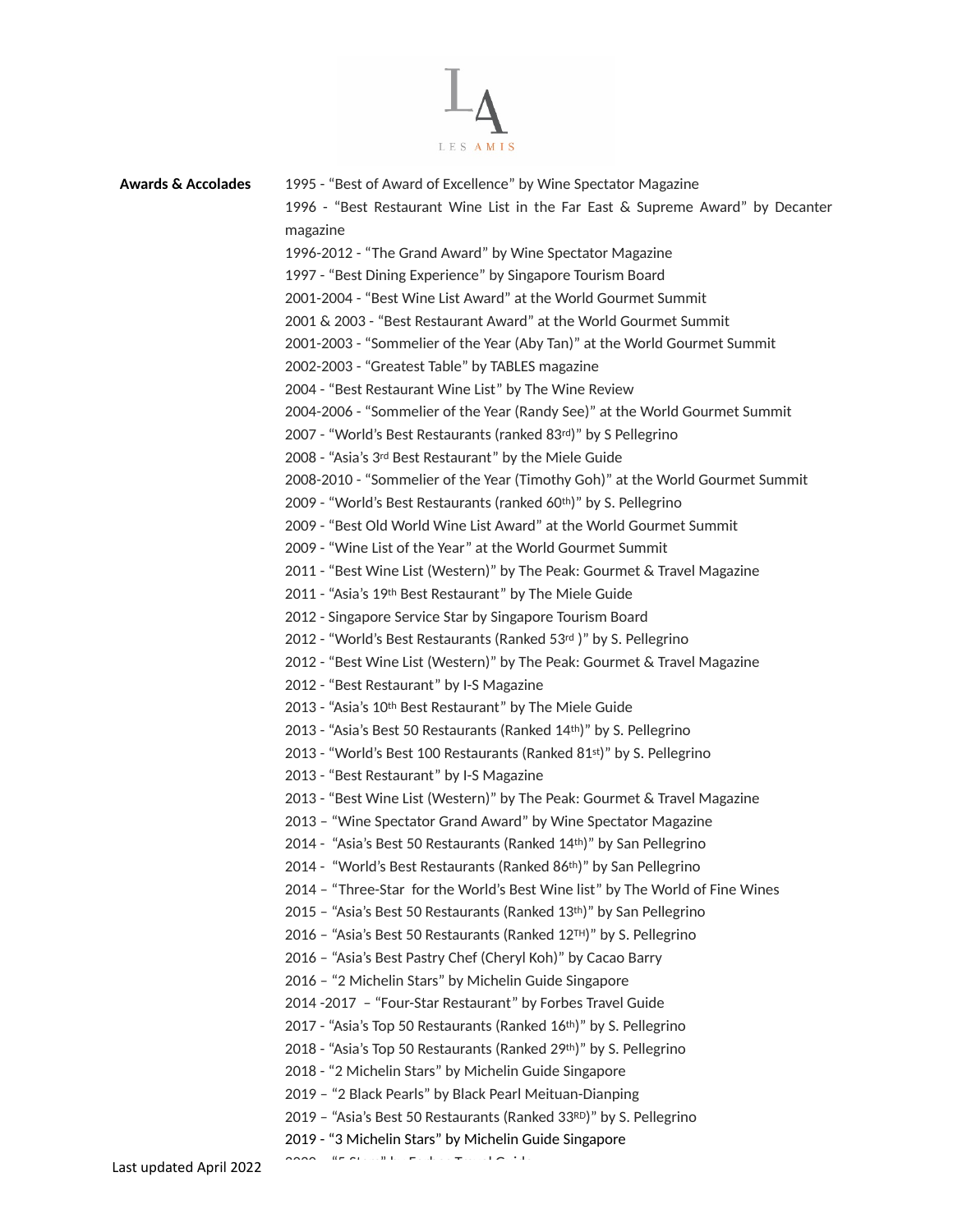LES AMIS

**Awards & Accolades**

1995 - “Best of Award of Excellence” by Wine Spectator Magazine

1996 - “Best Restaurant Wine List in the Far East & Supreme Award” by Decanter magazine

1996-2012 - “The Grand Award” by Wine Spectator Magazine

1997 - “Best Dining Experience” by Singapore Tourism Board

2001-2004 - “Best Wine List Award” at the World Gourmet Summit

2001 & 2003 - “Best Restaurant Award” at the World Gourmet Summit

2001-2003 - “Sommelier of the Year (Aby Tan)” at the World Gourmet Summit

2002-2003 - “Greatest Table” by TABLES magazine

2004 - “Best Restaurant Wine List” by The Wine Review

2004-2006 - “Sommelier of the Year (Randy See)” at the World Gourmet Summit

2007 - “World’s Best Restaurants (ranked 83rd)” by S Pellegrino

2008 - “Asia’s 3rd Best Restaurant” by the Miele Guide

2008-2010 - “Sommelier of the Year (Timothy Goh)” at the World Gourmet Summit

2009 - “World’s Best Restaurants (ranked 60th)” by S. Pellegrino

2009 - “Best Old World Wine List Award” at the World Gourmet Summit

2009 - “Wine List of the Year” at the World Gourmet Summit

2011 - “Best Wine List (Western)” by The Peak: Gourmet & Travel Magazine

2011 - “Asia’s 19th Best Restaurant” by The Miele Guide

2012 - Singapore Service Star by Singapore Tourism Board

2012 - “World’s Best Restaurants (Ranked 53rd )” by S. Pellegrino

2012 - “Best Wine List (Western)” by The Peak: Gourmet & Travel Magazine

2012 - “Best Restaurant” by I-S Magazine

2013 - “Asia’s 10th Best Restaurant” by The Miele Guide

2013 - “Asia’s Best 50 Restaurants (Ranked 14th)” by S. Pellegrino

2013 - “World’s Best 100 Restaurants (Ranked 81st)” by S. Pellegrino

2013 - “Best Restaurant” by I-S Magazine

2013 - “Best Wine List (Western)” by The Peak: Gourmet & Travel Magazine

2013 – “Wine Spectator Grand Award” by Wine Spectator Magazine

2014 - “Asia’s Best 50 Restaurants (Ranked 14th)” by San Pellegrino

2014 - “World’s Best Restaurants (Ranked 86th)” by San Pellegrino

2014 – “Three-Star for the World’s Best Wine list” by The World of Fine Wines

2015 – “Asia’s Best 50 Restaurants (Ranked 13th)” by San Pellegrino

2016 – “Asia’s Best 50 Restaurants (Ranked 12TH)” by S. Pellegrino

2016 – “Asia’s Best Pastry Chef (Cheryl Koh)” by Cacao Barry

2016 – “2 Michelin Stars” by Michelin Guide Singapore

2014 -2017 – “Four-Star Restaurant” by Forbes Travel Guide

2017 - “Asia’s Top 50 Restaurants (Ranked 16th)” by S. Pellegrino

2018 - “Asia’s Top 50 Restaurants (Ranked 29th)” by S. Pellegrino

2018 - “2 Michelin Stars” by Michelin Guide Singapore

2019 – “2 Black Pearls” by Black Pearl Meituan-Dianping

2019 – “Asia’s Best 50 Restaurants (Ranked 33RD)” by S. Pellegrino

2019 - “3 Michelin Stars” by Michelin Guide Singapore

2020 - “5 Stars” by Forbes Travel Guide

Last updated April 2022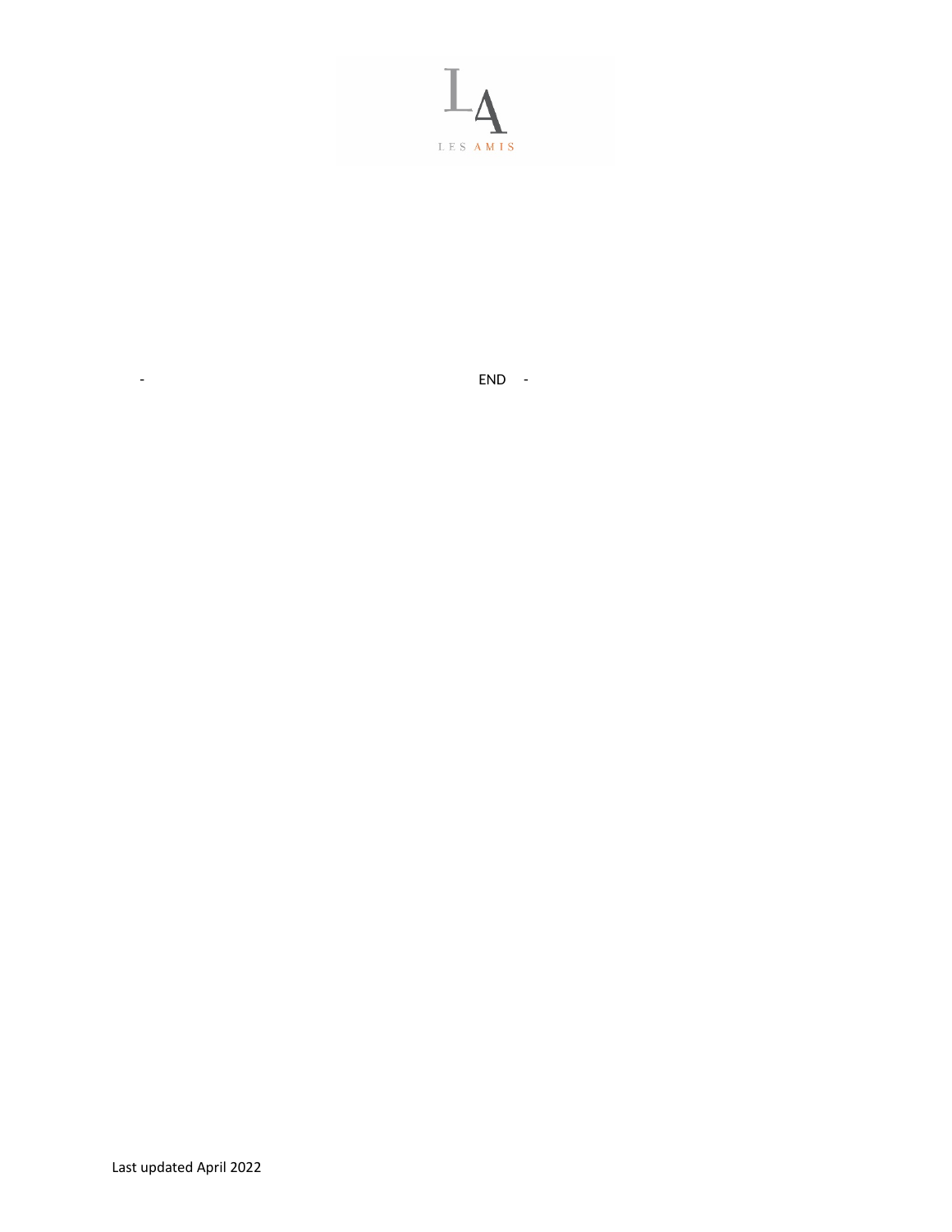LES AMIS

\- END -

Last updated April 2022